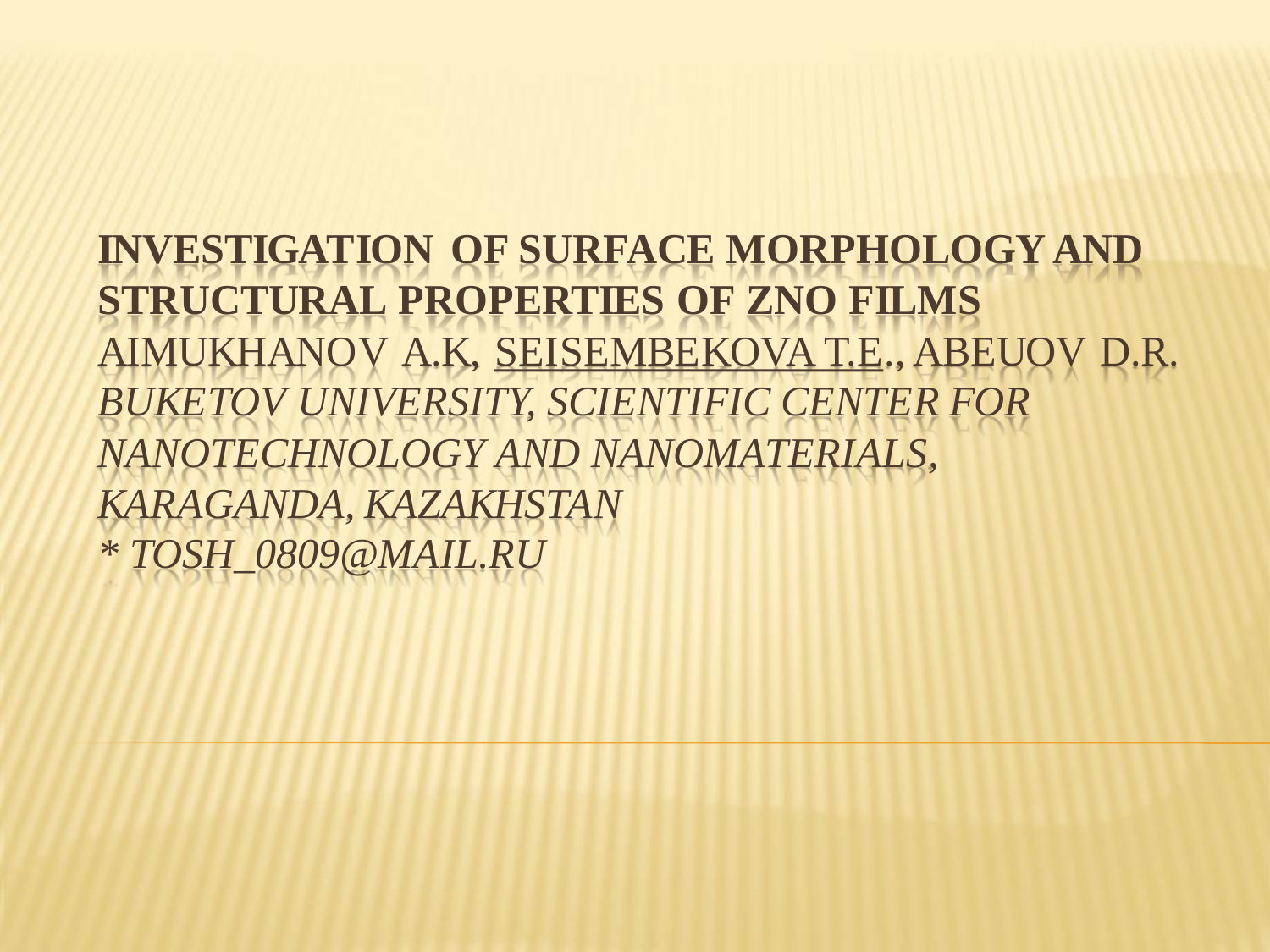# INVESTIGATION OF SURFACE MORPHOLOGY AND STRUCTURAL PROPERTIES OF ZNO FILMS

AIMUKHANOV A.K, <u>SEISEMBEKOVA T.E</u>., ABEUOV D.R.

*BUKETOV UNIVERSITY, SCIENTIFIC CENTER FOR NANOTECHNOLOGY AND NANOMATERIALS, KARAGANDA, KAZAKHSTAN*

*\* TOSH_0809@MAIL.RU*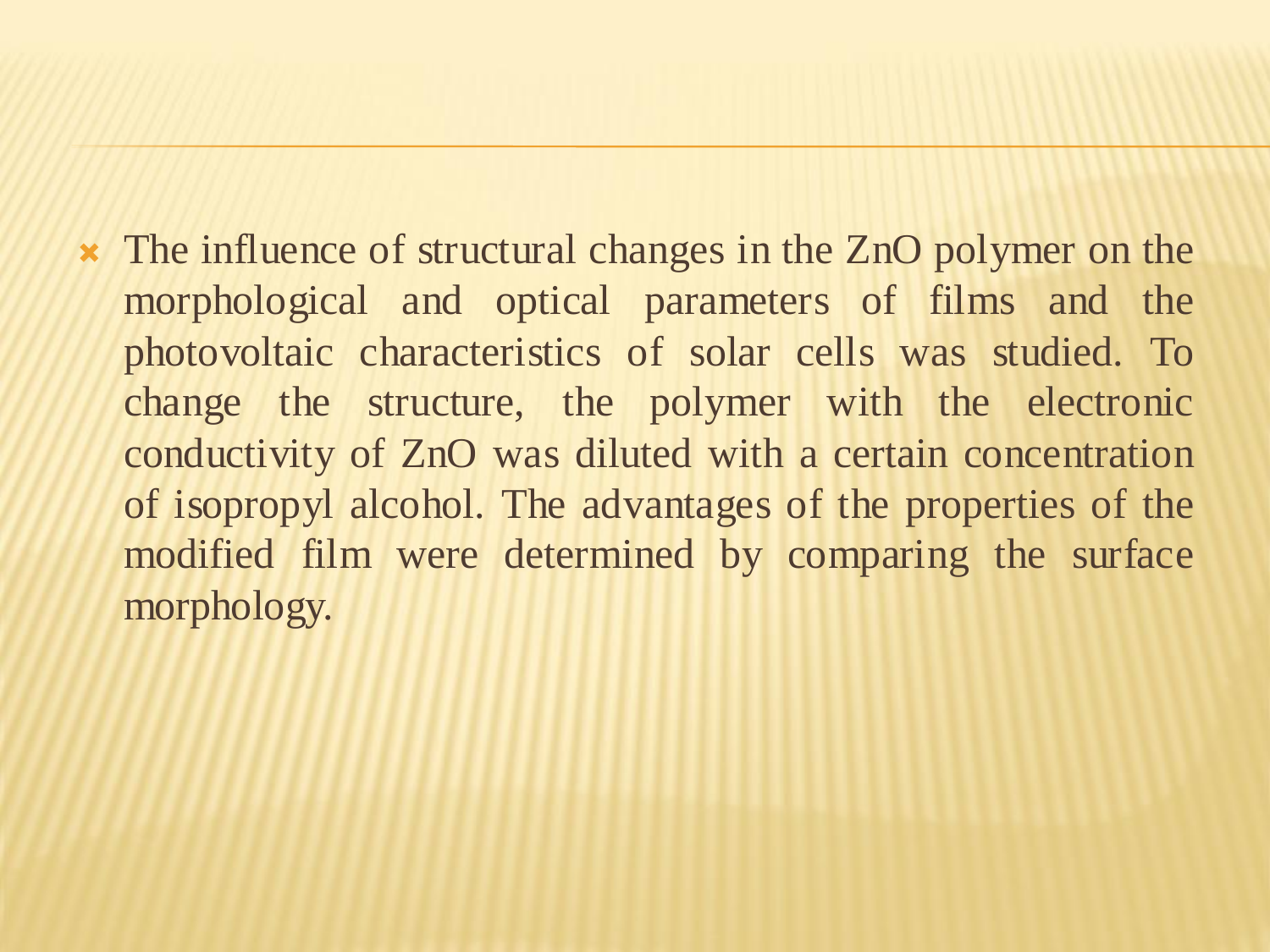- The influence of structural changes in the ZnO polymer on the morphological and optical parameters of films and the photovoltaic characteristics of solar cells was studied. To change the structure, the polymer with the electronic conductivity of ZnO was diluted with a certain concentration of isopropyl alcohol. The advantages of the properties of the modified film were determined by comparing the surface morphology.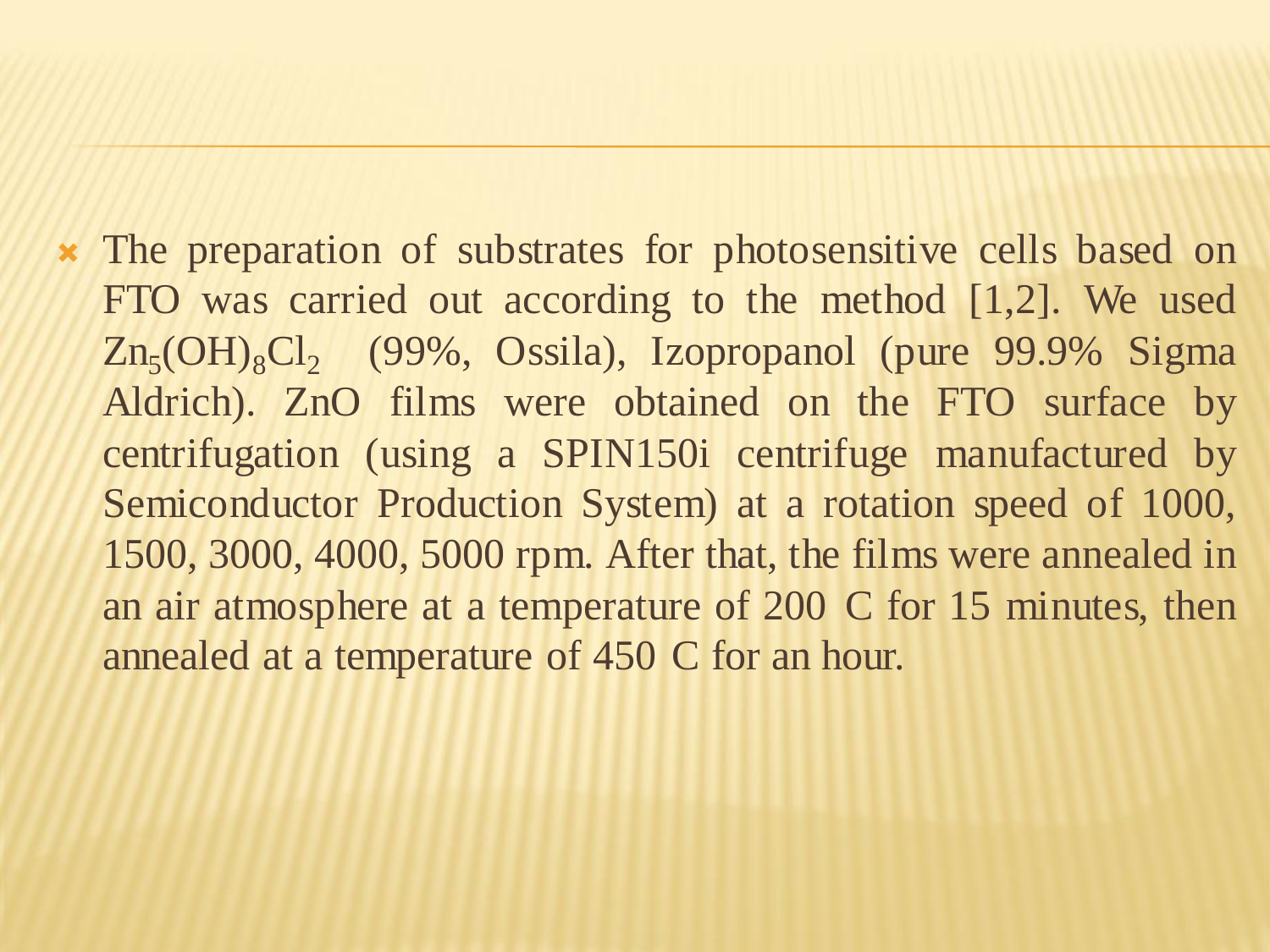- The preparation of substrates for photosensitive cells based on FTO was carried out according to the method [1,2]. We used $Zn_5(OH)_8Cl_2$ (99%, Ossila), Izopropanol (pure 99.9% Sigma Aldrich). ZnO films were obtained on the FTO surface by centrifugation (using a SPIN150i centrifuge manufactured by Semiconductor Production System) at a rotation speed of 1000, 1500, 3000, 4000, 5000 rpm. After that, the films were annealed in an air atmosphere at a temperature of 200 C for 15 minutes, then annealed at a temperature of 450 C for an hour.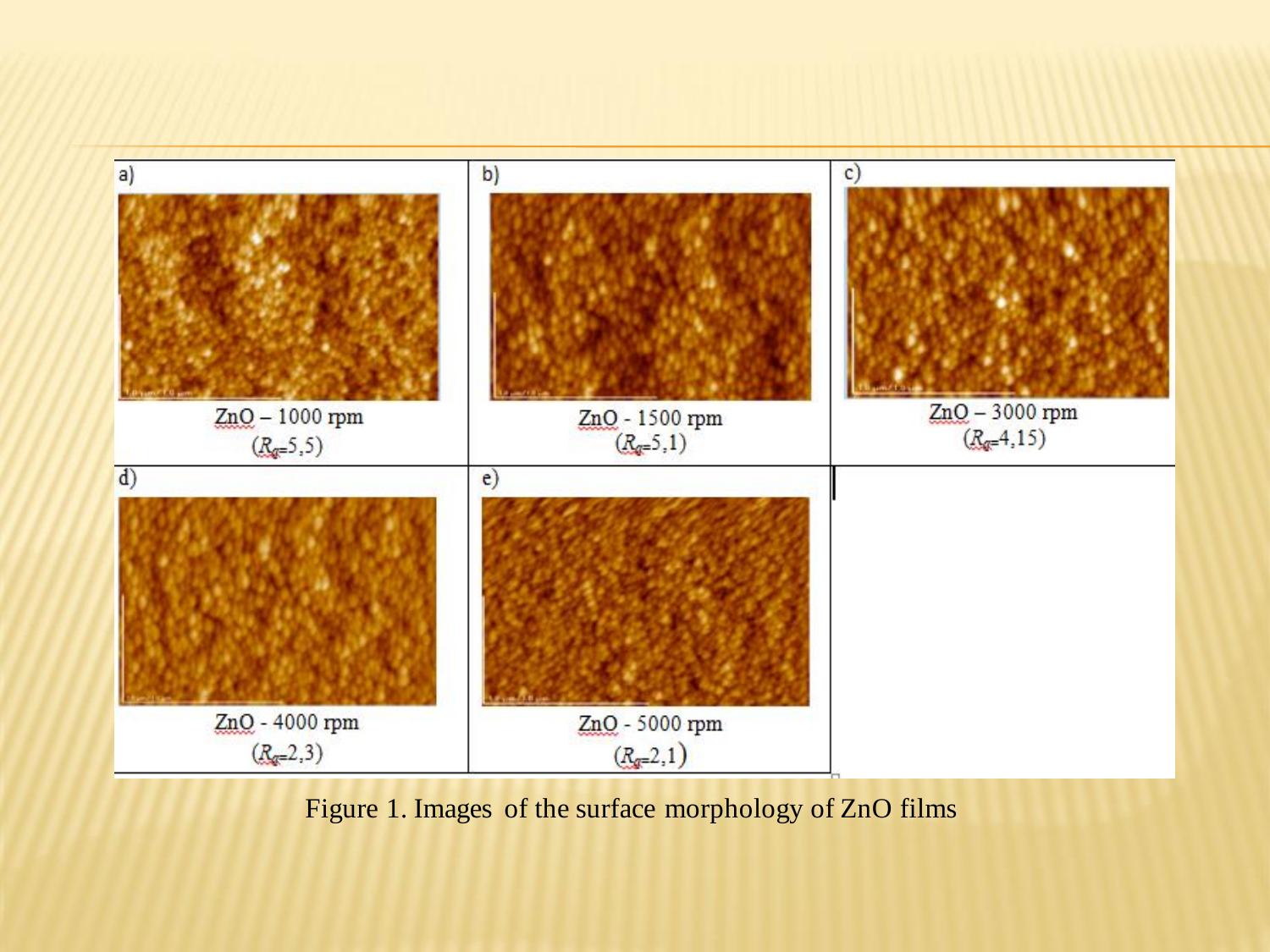| a) | b) | c) |
| --- | --- | --- |
| ZnO – 1000 rpm ($R_q$=5,5) | ZnO - 1500 rpm ($R_q$=5,1) | ZnO – 3000 rpm ($R_q$=4,15) |
| d) | e) | |
| ZnO - 4000 rpm ($R_q$=2,3) | ZnO - 5000 rpm ($R_q$=2,1) | |

Figure 1. Images of the surface morphology of ZnO films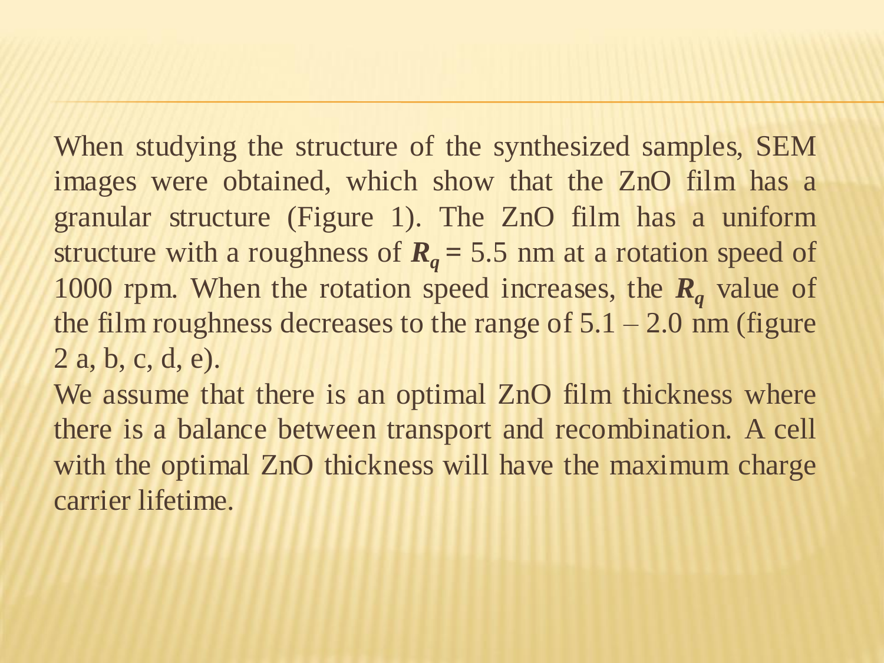When studying the structure of the synthesized samples, SEM images were obtained, which show that the ZnO film has a granular structure (Figure 1). The ZnO film has a uniform structure with a roughness of $\boldsymbol{R_q}$ = 5.5 nm at a rotation speed of 1000 rpm. When the rotation speed increases, the $\boldsymbol{R_q}$ value of the film roughness decreases to the range of 5.1 – 2.0 nm (figure 2 a, b, c, d, e).

We assume that there is an optimal ZnO film thickness where there is a balance between transport and recombination. A cell with the optimal ZnO thickness will have the maximum charge carrier lifetime.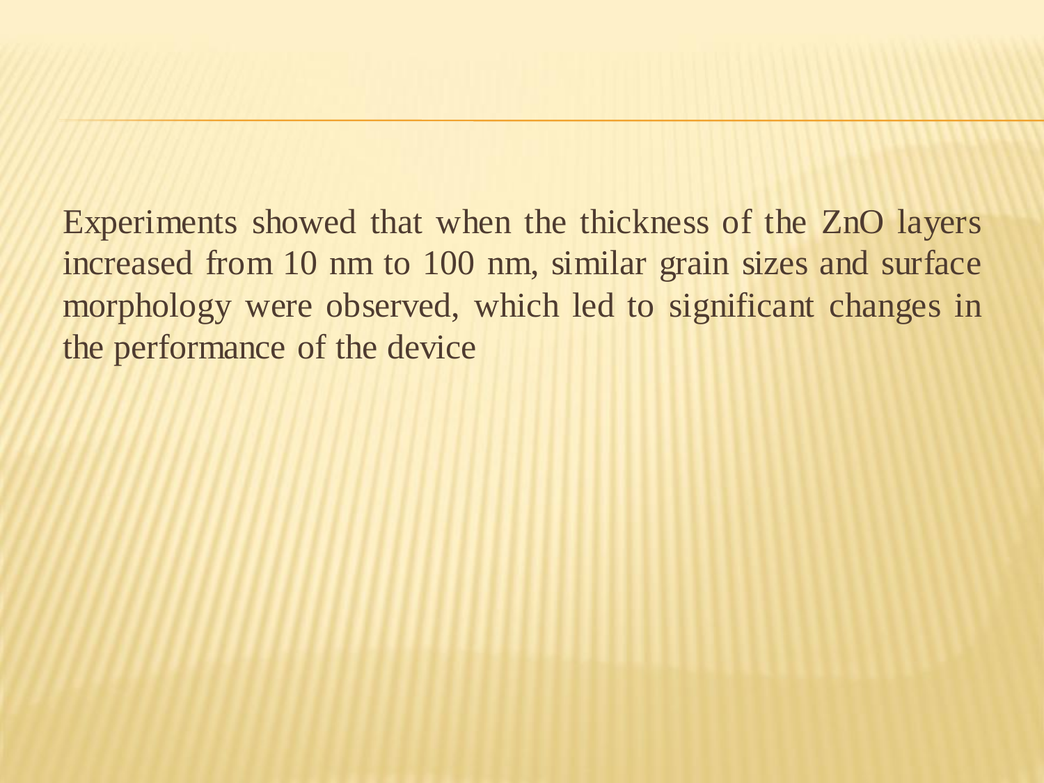Experiments showed that when the thickness of the ZnO layers increased from 10 nm to 100 nm, similar grain sizes and surface morphology were observed, which led to significant changes in the performance of the device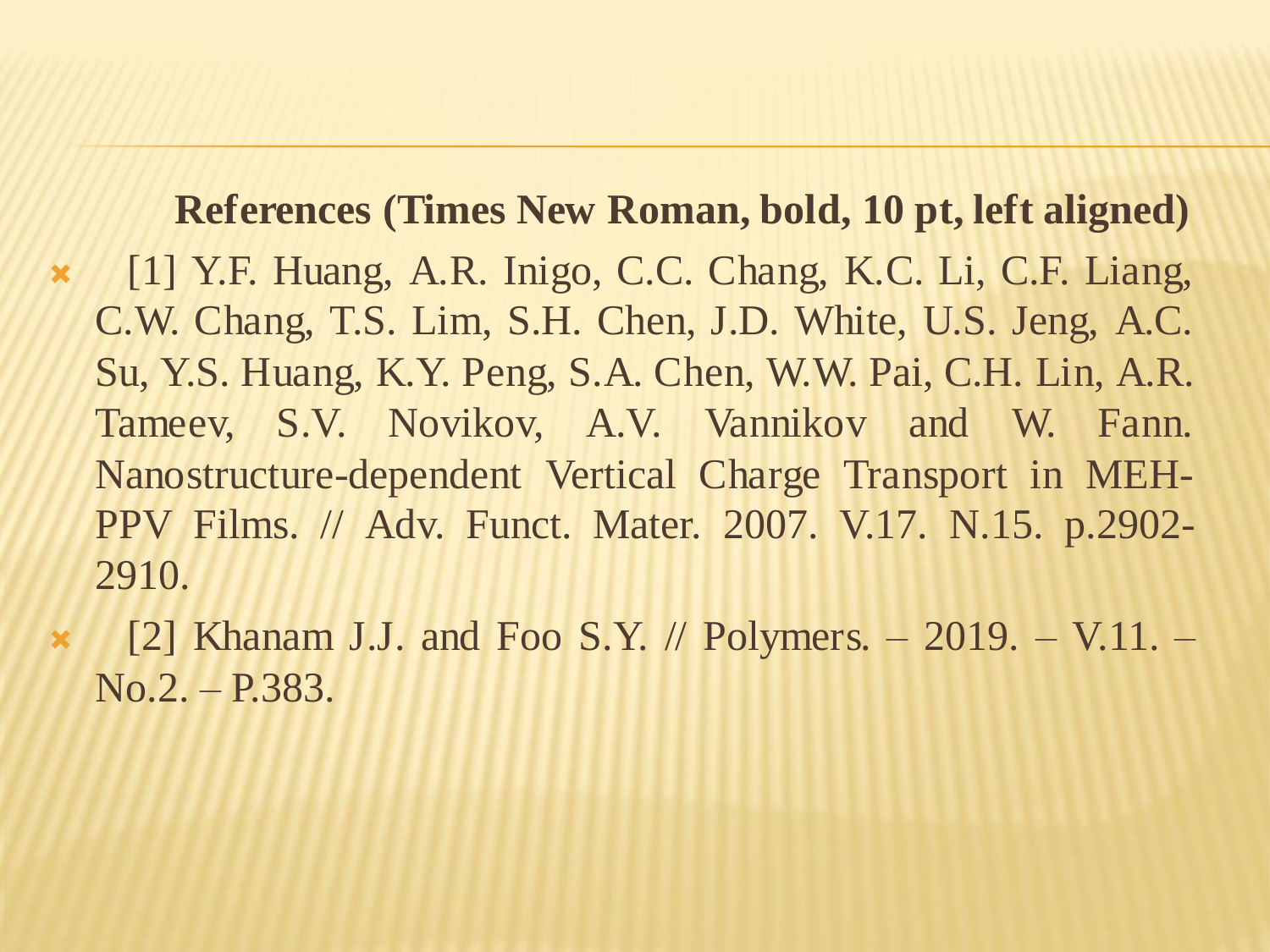**References (Times New Roman, bold, 10 pt, left aligned)**

- [1] Y.F. Huang, A.R. Inigo, C.C. Chang, K.C. Li, C.F. Liang, C.W. Chang, T.S. Lim, S.H. Chen, J.D. White, U.S. Jeng, A.C. Su, Y.S. Huang, K.Y. Peng, S.A. Chen, W.W. Pai, C.H. Lin, A.R. Tameev, S.V. Novikov, A.V. Vannikov and W. Fann. Nanostructure-dependent Vertical Charge Transport in MEH-PPV Films. // Adv. Funct. Mater. 2007. V.17. N.15. p.2902-2910.
- [2] Khanam J.J. and Foo S.Y. // Polymers. – 2019. – V.11. – No.2. – P.383.